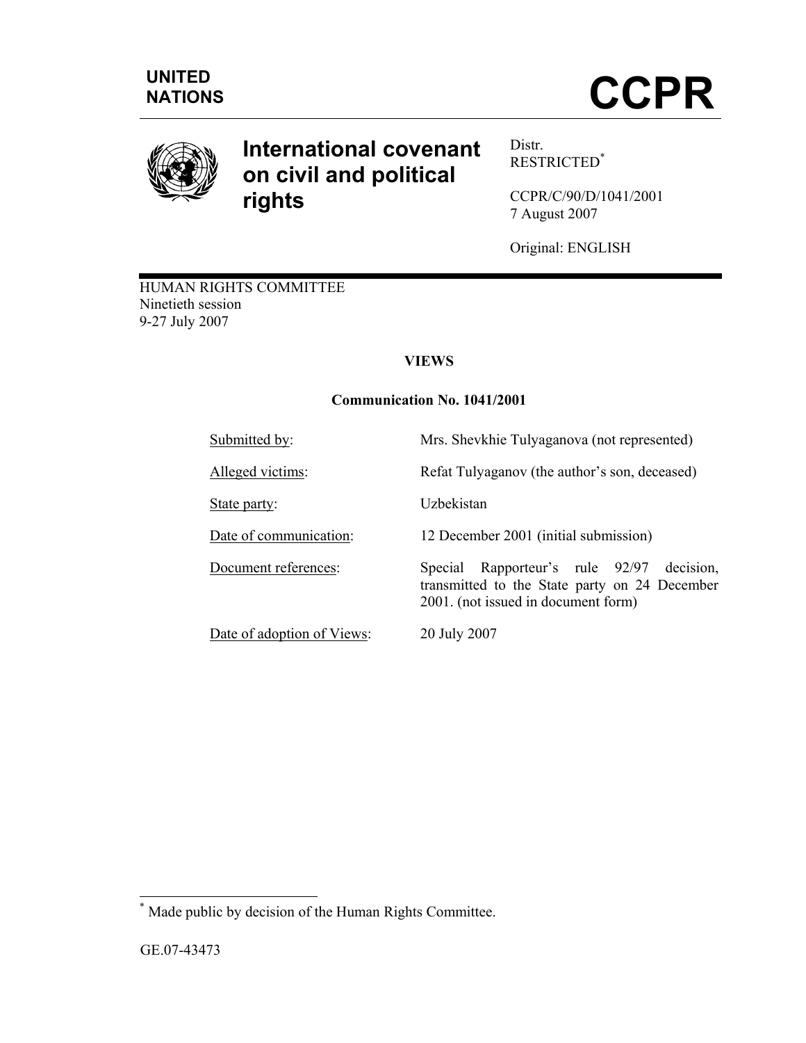UNITED NATIONS

# CCPR

# International covenant on civil and political rights

Distr.
RESTRICTED[*]

CCPR/C/90/D/1041/2001
7 August 2007

Original: ENGLISH

HUMAN RIGHTS COMMITTEE
Ninetieth session
9-27 July 2007

## VIEWS

### Communication No. 1041/2001

| | |
|---|---|
| Submitted by: | Mrs. Shevkhie Tulyaganova (not represented) |
| Alleged victims: | Refat Tulyaganov (the author's son, deceased) |
| State party: | Uzbekistan |
| Date of communication: | 12 December 2001 (initial submission) |
| Document references: | Special Rapporteur's rule 92/97 decision, transmitted to the State party on 24 December 2001. (not issued in document form) |
| Date of adoption of Views: | 20 July 2007 |

[*] Made public by decision of the Human Rights Committee.

GE.07-43473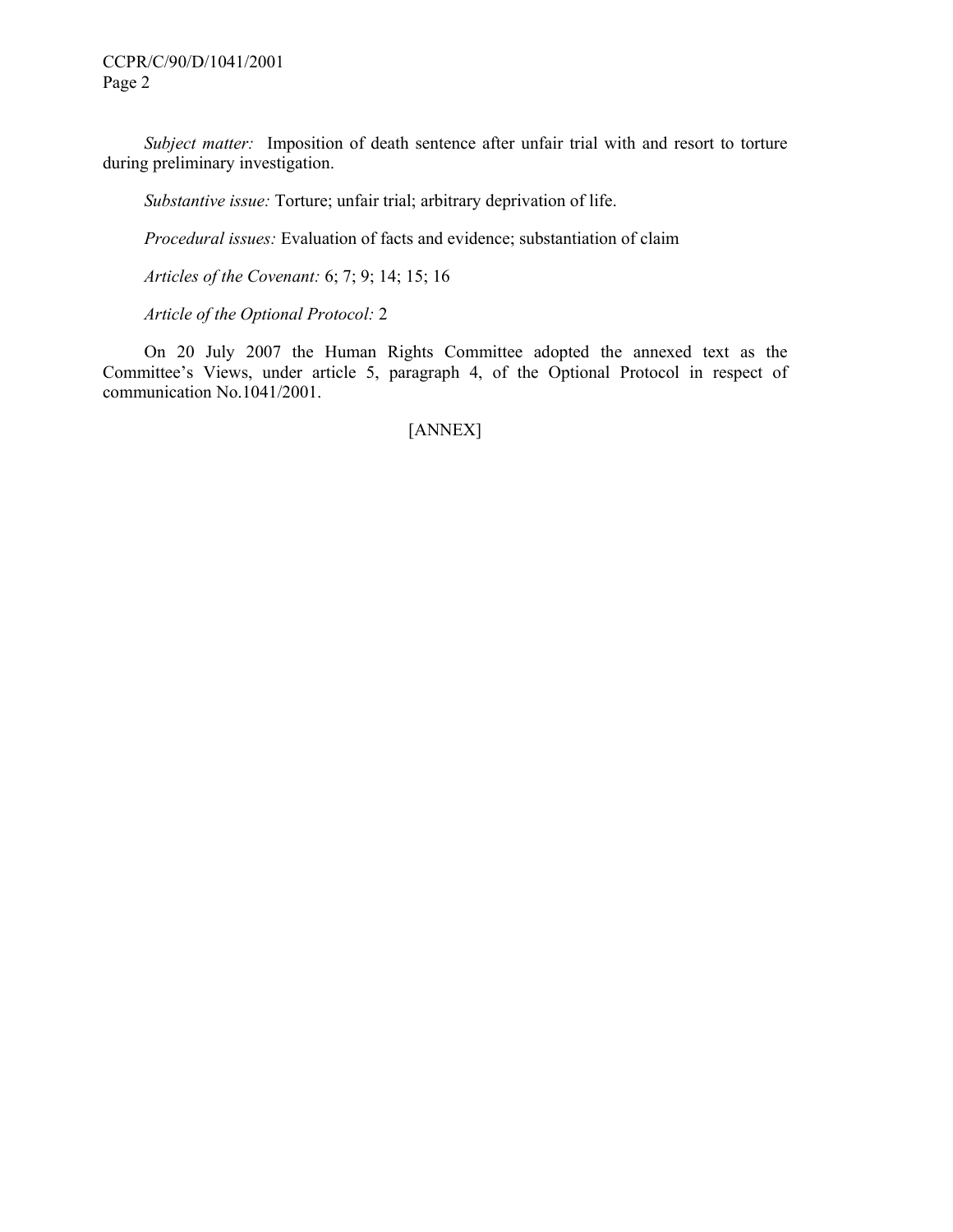*Subject matter:* Imposition of death sentence after unfair trial with and resort to torture during preliminary investigation.

*Substantive issue:* Torture; unfair trial; arbitrary deprivation of life.

*Procedural issues:* Evaluation of facts and evidence; substantiation of claim

*Articles of the Covenant:* 6; 7; 9; 14; 15; 16

*Article of the Optional Protocol:* 2

On 20 July 2007 the Human Rights Committee adopted the annexed text as the Committee's Views, under article 5, paragraph 4, of the Optional Protocol in respect of communication No.1041/2001.

[ANNEX]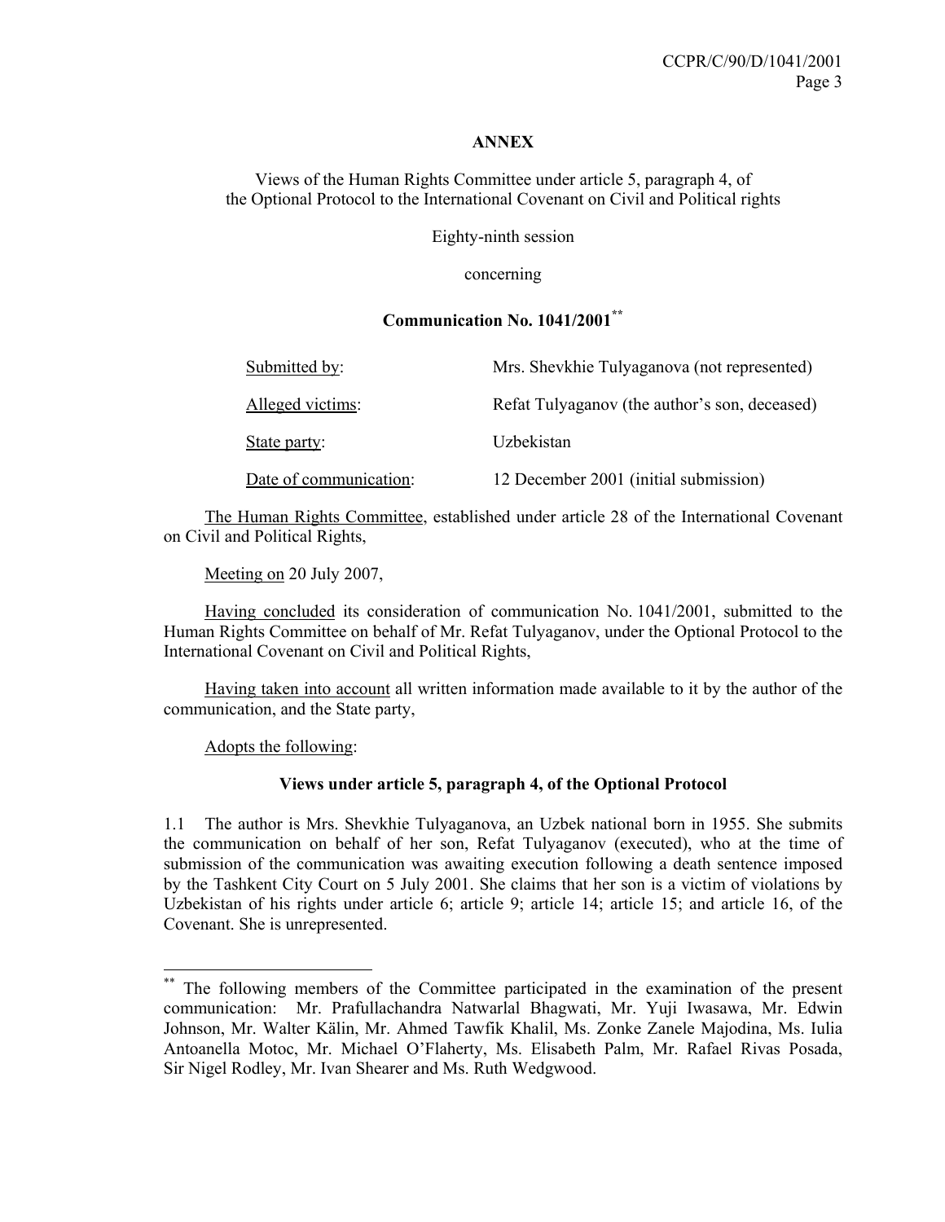**ANNEX**

Views of the Human Rights Committee under article 5, paragraph 4, of the Optional Protocol to the International Covenant on Civil and Political rights

Eighty-ninth session

concerning

**Communication No. 1041/2001**[**]

| | |
|---|---|
| Submitted by: | Mrs. Shevkhie Tulyaganova (not represented) |
| Alleged victims: | Refat Tulyaganov (the author's son, deceased) |
| State party: | Uzbekistan |
| Date of communication: | 12 December 2001 (initial submission) |

The Human Rights Committee, established under article 28 of the International Covenant on Civil and Political Rights,

Meeting on 20 July 2007,

Having concluded its consideration of communication No. 1041/2001, submitted to the Human Rights Committee on behalf of Mr. Refat Tulyaganov, under the Optional Protocol to the International Covenant on Civil and Political Rights,

Having taken into account all written information made available to it by the author of the communication, and the State party,

Adopts the following:

**Views under article 5, paragraph 4, of the Optional Protocol**

1.1 The author is Mrs. Shevkhie Tulyaganova, an Uzbek national born in 1955. She submits the communication on behalf of her son, Refat Tulyaganov (executed), who at the time of submission of the communication was awaiting execution following a death sentence imposed by the Tashkent City Court on 5 July 2001. She claims that her son is a victim of violations by Uzbekistan of his rights under article 6; article 9; article 14; article 15; and article 16, of the Covenant. She is unrepresented.

---

[**] The following members of the Committee participated in the examination of the present communication: Mr. Prafullachandra Natwarlal Bhagwati, Mr. Yuji Iwasawa, Mr. Edwin Johnson, Mr. Walter Kälin, Mr. Ahmed Tawfik Khalil, Ms. Zonke Zanele Majodina, Ms. Iulia Antoanella Motoc, Mr. Michael O'Flaherty, Ms. Elisabeth Palm, Mr. Rafael Rivas Posada, Sir Nigel Rodley, Mr. Ivan Shearer and Ms. Ruth Wedgwood.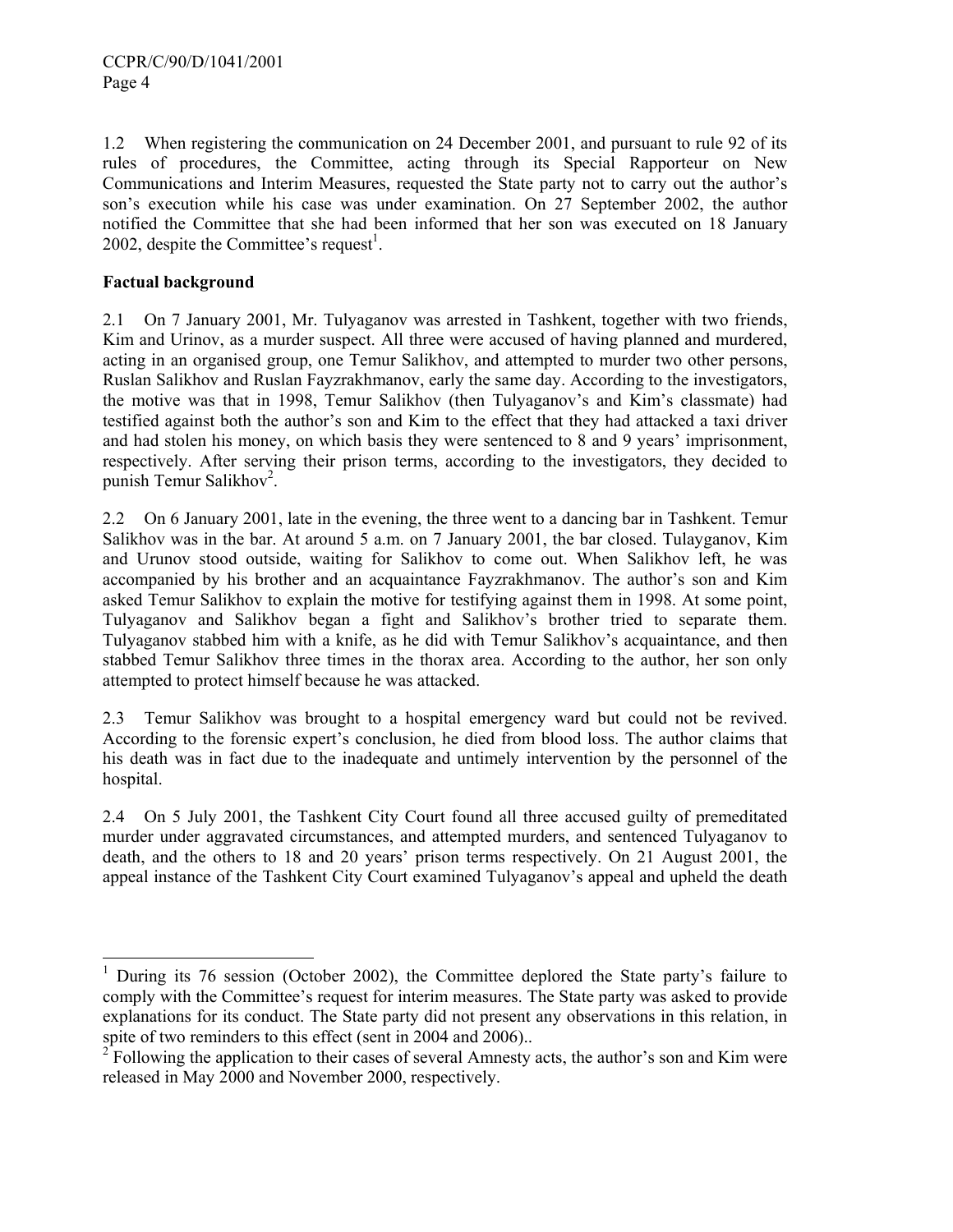1.2 When registering the communication on 24 December 2001, and pursuant to rule 92 of its rules of procedures, the Committee, acting through its Special Rapporteur on New Communications and Interim Measures, requested the State party not to carry out the author's son's execution while his case was under examination. On 27 September 2002, the author notified the Committee that she had been informed that her son was executed on 18 January 2002, despite the Committee's request[1].

**Factual background**

2.1 On 7 January 2001, Mr. Tulyaganov was arrested in Tashkent, together with two friends, Kim and Urinov, as a murder suspect. All three were accused of having planned and murdered, acting in an organised group, one Temur Salikhov, and attempted to murder two other persons, Ruslan Salikhov and Ruslan Fayzrakhmanov, early the same day. According to the investigators, the motive was that in 1998, Temur Salikhov (then Tulyaganov's and Kim's classmate) had testified against both the author's son and Kim to the effect that they had attacked a taxi driver and had stolen his money, on which basis they were sentenced to 8 and 9 years' imprisonment, respectively. After serving their prison terms, according to the investigators, they decided to punish Temur Salikhov[2].

2.2 On 6 January 2001, late in the evening, the three went to a dancing bar in Tashkent. Temur Salikhov was in the bar. At around 5 a.m. on 7 January 2001, the bar closed. Tulayganov, Kim and Urunov stood outside, waiting for Salikhov to come out. When Salikhov left, he was accompanied by his brother and an acquaintance Fayzrakhmanov. The author's son and Kim asked Temur Salikhov to explain the motive for testifying against them in 1998. At some point, Tulyaganov and Salikhov began a fight and Salikhov's brother tried to separate them. Tulyaganov stabbed him with a knife, as he did with Temur Salikhov's acquaintance, and then stabbed Temur Salikhov three times in the thorax area. According to the author, her son only attempted to protect himself because he was attacked.

2.3 Temur Salikhov was brought to a hospital emergency ward but could not be revived. According to the forensic expert's conclusion, he died from blood loss. The author claims that his death was in fact due to the inadequate and untimely intervention by the personnel of the hospital.

2.4 On 5 July 2001, the Tashkent City Court found all three accused guilty of premeditated murder under aggravated circumstances, and attempted murders, and sentenced Tulyaganov to death, and the others to 18 and 20 years' prison terms respectively. On 21 August 2001, the appeal instance of the Tashkent City Court examined Tulyaganov's appeal and upheld the death

---

[1] During its 76 session (October 2002), the Committee deplored the State party's failure to comply with the Committee's request for interim measures. The State party was asked to provide explanations for its conduct. The State party did not present any observations in this relation, in spite of two reminders to this effect (sent in 2004 and 2006)..

[2] Following the application to their cases of several Amnesty acts, the author's son and Kim were released in May 2000 and November 2000, respectively.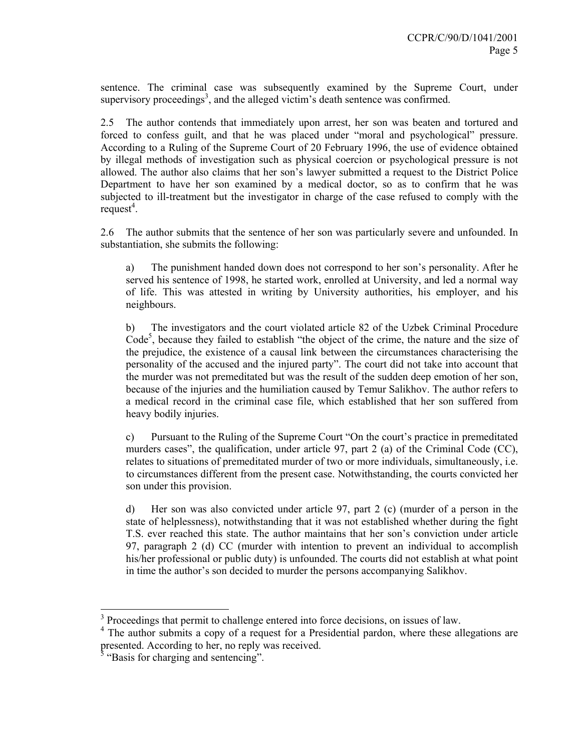sentence. The criminal case was subsequently examined by the Supreme Court, under supervisory proceedings[3], and the alleged victim's death sentence was confirmed.

2.5 The author contends that immediately upon arrest, her son was beaten and tortured and forced to confess guilt, and that he was placed under "moral and psychological" pressure. According to a Ruling of the Supreme Court of 20 February 1996, the use of evidence obtained by illegal methods of investigation such as physical coercion or psychological pressure is not allowed. The author also claims that her son's lawyer submitted a request to the District Police Department to have her son examined by a medical doctor, so as to confirm that he was subjected to ill-treatment but the investigator in charge of the case refused to comply with the request[4].

2.6 The author submits that the sentence of her son was particularly severe and unfounded. In substantiation, she submits the following:

a) The punishment handed down does not correspond to her son's personality. After he served his sentence of 1998, he started work, enrolled at University, and led a normal way of life. This was attested in writing by University authorities, his employer, and his neighbours.

b) The investigators and the court violated article 82 of the Uzbek Criminal Procedure Code[5], because they failed to establish "the object of the crime, the nature and the size of the prejudice, the existence of a causal link between the circumstances characterising the personality of the accused and the injured party". The court did not take into account that the murder was not premeditated but was the result of the sudden deep emotion of her son, because of the injuries and the humiliation caused by Temur Salikhov. The author refers to a medical record in the criminal case file, which established that her son suffered from heavy bodily injuries.

c) Pursuant to the Ruling of the Supreme Court "On the court's practice in premeditated murders cases", the qualification, under article 97, part 2 (a) of the Criminal Code (CC), relates to situations of premeditated murder of two or more individuals, simultaneously, i.e. to circumstances different from the present case. Notwithstanding, the courts convicted her son under this provision.

d) Her son was also convicted under article 97, part 2 (c) (murder of a person in the state of helplessness), notwithstanding that it was not established whether during the fight T.S. ever reached this state. The author maintains that her son's conviction under article 97, paragraph 2 (d) CC (murder with intention to prevent an individual to accomplish his/her professional or public duty) is unfounded. The courts did not establish at what point in time the author's son decided to murder the persons accompanying Salikhov.

---

[3] Proceedings that permit to challenge entered into force decisions, on issues of law.

[4] The author submits a copy of a request for a Presidential pardon, where these allegations are presented. According to her, no reply was received.

[5] "Basis for charging and sentencing".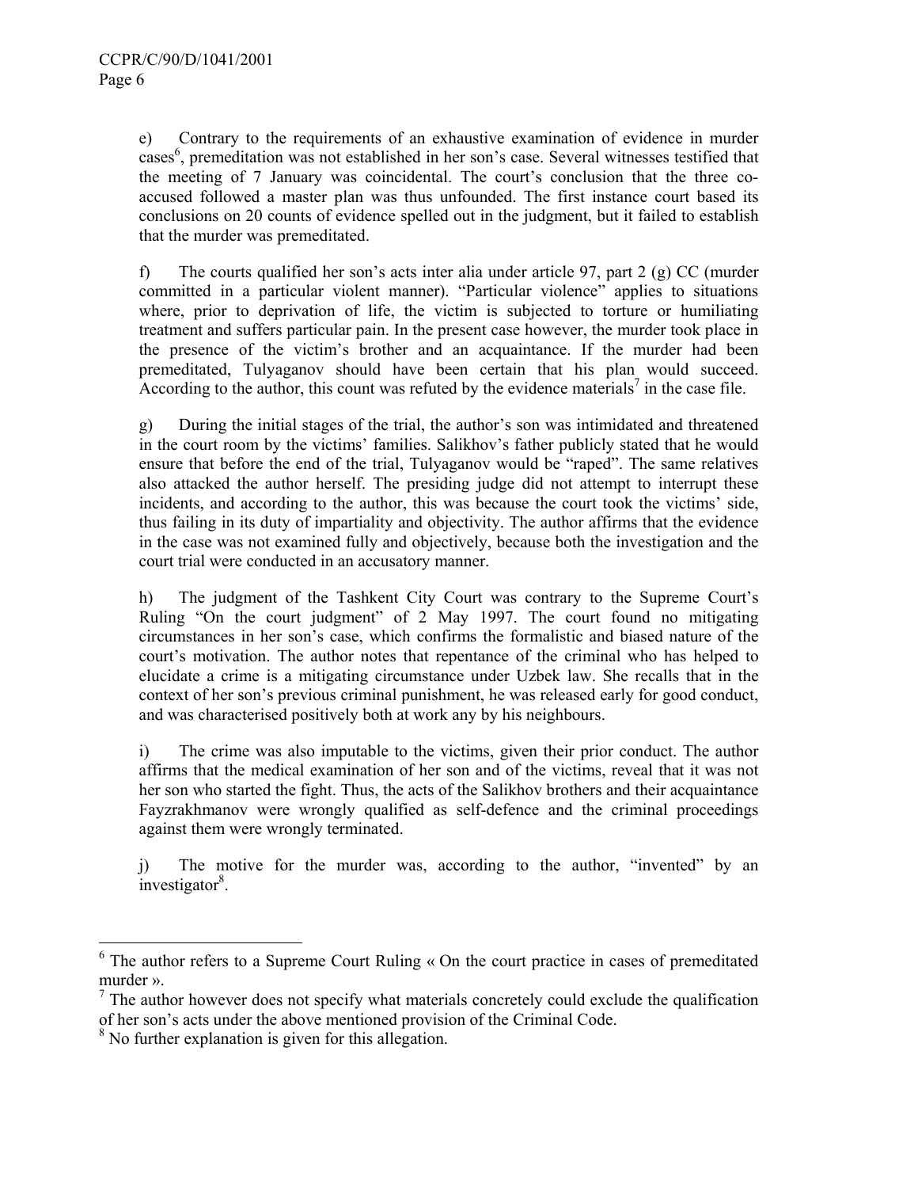e) Contrary to the requirements of an exhaustive examination of evidence in murder cases[6], premeditation was not established in her son's case. Several witnesses testified that the meeting of 7 January was coincidental. The court's conclusion that the three co-accused followed a master plan was thus unfounded. The first instance court based its conclusions on 20 counts of evidence spelled out in the judgment, but it failed to establish that the murder was premeditated.

f) The courts qualified her son's acts inter alia under article 97, part 2 (g) CC (murder committed in a particular violent manner). "Particular violence" applies to situations where, prior to deprivation of life, the victim is subjected to torture or humiliating treatment and suffers particular pain. In the present case however, the murder took place in the presence of the victim's brother and an acquaintance. If the murder had been premeditated, Tulyaganov should have been certain that his plan would succeed. According to the author, this count was refuted by the evidence materials[7] in the case file.

g) During the initial stages of the trial, the author's son was intimidated and threatened in the court room by the victims' families. Salikhov's father publicly stated that he would ensure that before the end of the trial, Tulyaganov would be "raped". The same relatives also attacked the author herself. The presiding judge did not attempt to interrupt these incidents, and according to the author, this was because the court took the victims' side, thus failing in its duty of impartiality and objectivity. The author affirms that the evidence in the case was not examined fully and objectively, because both the investigation and the court trial were conducted in an accusatory manner.

h) The judgment of the Tashkent City Court was contrary to the Supreme Court's Ruling "On the court judgment" of 2 May 1997. The court found no mitigating circumstances in her son's case, which confirms the formalistic and biased nature of the court's motivation. The author notes that repentance of the criminal who has helped to elucidate a crime is a mitigating circumstance under Uzbek law. She recalls that in the context of her son's previous criminal punishment, he was released early for good conduct, and was characterised positively both at work any by his neighbours.

i) The crime was also imputable to the victims, given their prior conduct. The author affirms that the medical examination of her son and of the victims, reveal that it was not her son who started the fight. Thus, the acts of the Salikhov brothers and their acquaintance Fayzrakhmanov were wrongly qualified as self-defence and the criminal proceedings against them were wrongly terminated.

j) The motive for the murder was, according to the author, "invented" by an investigator[8].

---

[6] The author refers to a Supreme Court Ruling « On the court practice in cases of premeditated murder ».

[7] The author however does not specify what materials concretely could exclude the qualification of her son's acts under the above mentioned provision of the Criminal Code.

[8] No further explanation is given for this allegation.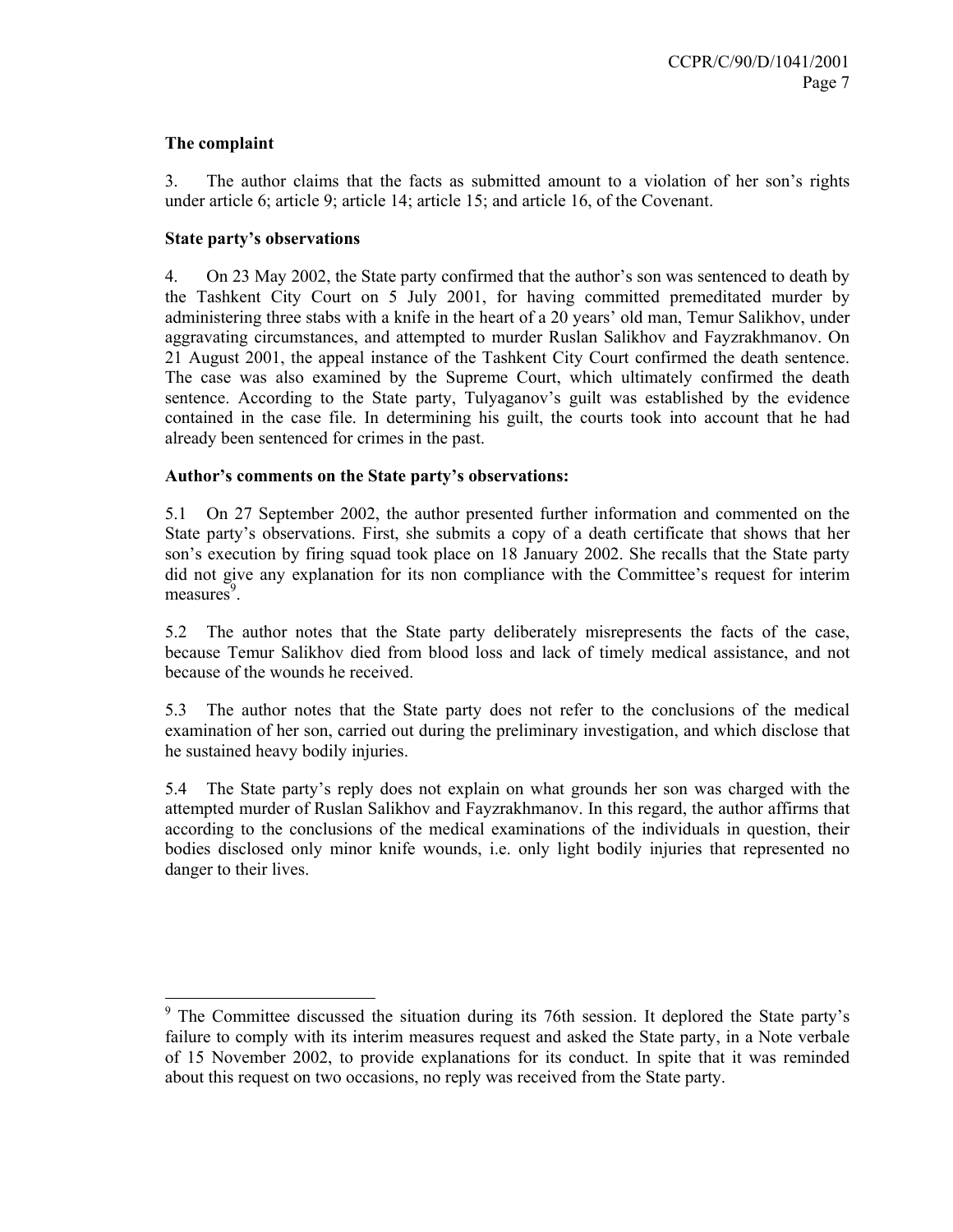**The complaint**

3. The author claims that the facts as submitted amount to a violation of her son's rights under article 6; article 9; article 14; article 15; and article 16, of the Covenant.

**State party's observations**

4. On 23 May 2002, the State party confirmed that the author's son was sentenced to death by the Tashkent City Court on 5 July 2001, for having committed premeditated murder by administering three stabs with a knife in the heart of a 20 years' old man, Temur Salikhov, under aggravating circumstances, and attempted to murder Ruslan Salikhov and Fayzrakhmanov. On 21 August 2001, the appeal instance of the Tashkent City Court confirmed the death sentence. The case was also examined by the Supreme Court, which ultimately confirmed the death sentence. According to the State party, Tulyaganov's guilt was established by the evidence contained in the case file. In determining his guilt, the courts took into account that he had already been sentenced for crimes in the past.

**Author's comments on the State party's observations:**

5.1 On 27 September 2002, the author presented further information and commented on the State party's observations. First, she submits a copy of a death certificate that shows that her son's execution by firing squad took place on 18 January 2002. She recalls that the State party did not give any explanation for its non compliance with the Committee's request for interim measures[9].

5.2 The author notes that the State party deliberately misrepresents the facts of the case, because Temur Salikhov died from blood loss and lack of timely medical assistance, and not because of the wounds he received.

5.3 The author notes that the State party does not refer to the conclusions of the medical examination of her son, carried out during the preliminary investigation, and which disclose that he sustained heavy bodily injuries.

5.4 The State party's reply does not explain on what grounds her son was charged with the attempted murder of Ruslan Salikhov and Fayzrakhmanov. In this regard, the author affirms that according to the conclusions of the medical examinations of the individuals in question, their bodies disclosed only minor knife wounds, i.e. only light bodily injuries that represented no danger to their lives.

---

[9] The Committee discussed the situation during its 76th session. It deplored the State party's failure to comply with its interim measures request and asked the State party, in a Note verbale of 15 November 2002, to provide explanations for its conduct. In spite that it was reminded about this request on two occasions, no reply was received from the State party.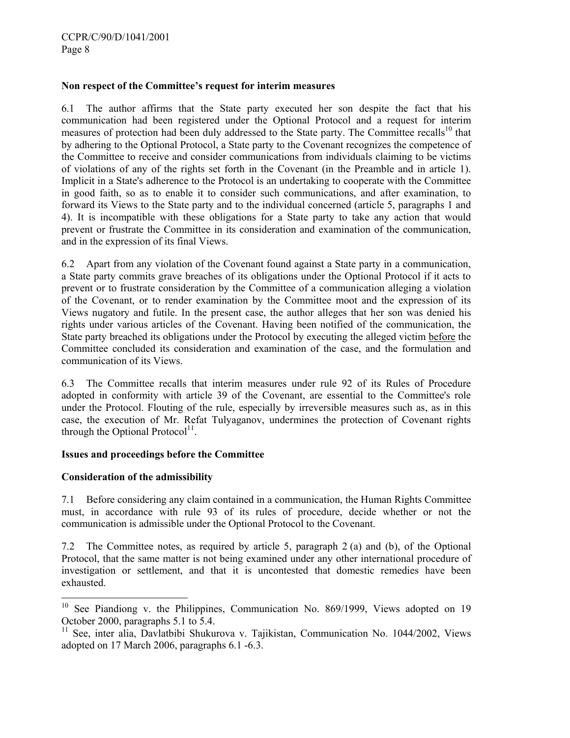**Non respect of the Committee's request for interim measures**

6.1 The author affirms that the State party executed her son despite the fact that his communication had been registered under the Optional Protocol and a request for interim measures of protection had been duly addressed to the State party. The Committee recalls[10] that by adhering to the Optional Protocol, a State party to the Covenant recognizes the competence of the Committee to receive and consider communications from individuals claiming to be victims of violations of any of the rights set forth in the Covenant (in the Preamble and in article 1). Implicit in a State's adherence to the Protocol is an undertaking to cooperate with the Committee in good faith, so as to enable it to consider such communications, and after examination, to forward its Views to the State party and to the individual concerned (article 5, paragraphs 1 and 4). It is incompatible with these obligations for a State party to take any action that would prevent or frustrate the Committee in its consideration and examination of the communication, and in the expression of its final Views.

6.2 Apart from any violation of the Covenant found against a State party in a communication, a State party commits grave breaches of its obligations under the Optional Protocol if it acts to prevent or to frustrate consideration by the Committee of a communication alleging a violation of the Covenant, or to render examination by the Committee moot and the expression of its Views nugatory and futile. In the present case, the author alleges that her son was denied his rights under various articles of the Covenant. Having been notified of the communication, the State party breached its obligations under the Protocol by executing the alleged victim <u>before</u> the Committee concluded its consideration and examination of the case, and the formulation and communication of its Views.

6.3 The Committee recalls that interim measures under rule 92 of its Rules of Procedure adopted in conformity with article 39 of the Covenant, are essential to the Committee's role under the Protocol. Flouting of the rule, especially by irreversible measures such as, as in this case, the execution of Mr. Refat Tulyaganov, undermines the protection of Covenant rights through the Optional Protocol[11].

**Issues and proceedings before the Committee**

**Consideration of the admissibility**

7.1 Before considering any claim contained in a communication, the Human Rights Committee must, in accordance with rule 93 of its rules of procedure, decide whether or not the communication is admissible under the Optional Protocol to the Covenant.

7.2 The Committee notes, as required by article 5, paragraph 2 (a) and (b), of the Optional Protocol, that the same matter is not being examined under any other international procedure of investigation or settlement, and that it is uncontested that domestic remedies have been exhausted.

---

[10] See Piandiong v. the Philippines, Communication No. 869/1999, Views adopted on 19 October 2000, paragraphs 5.1 to 5.4.

[11] See, inter alia, Davlatbibi Shukurova v. Tajikistan, Communication No. 1044/2002, Views adopted on 17 March 2006, paragraphs 6.1 -6.3.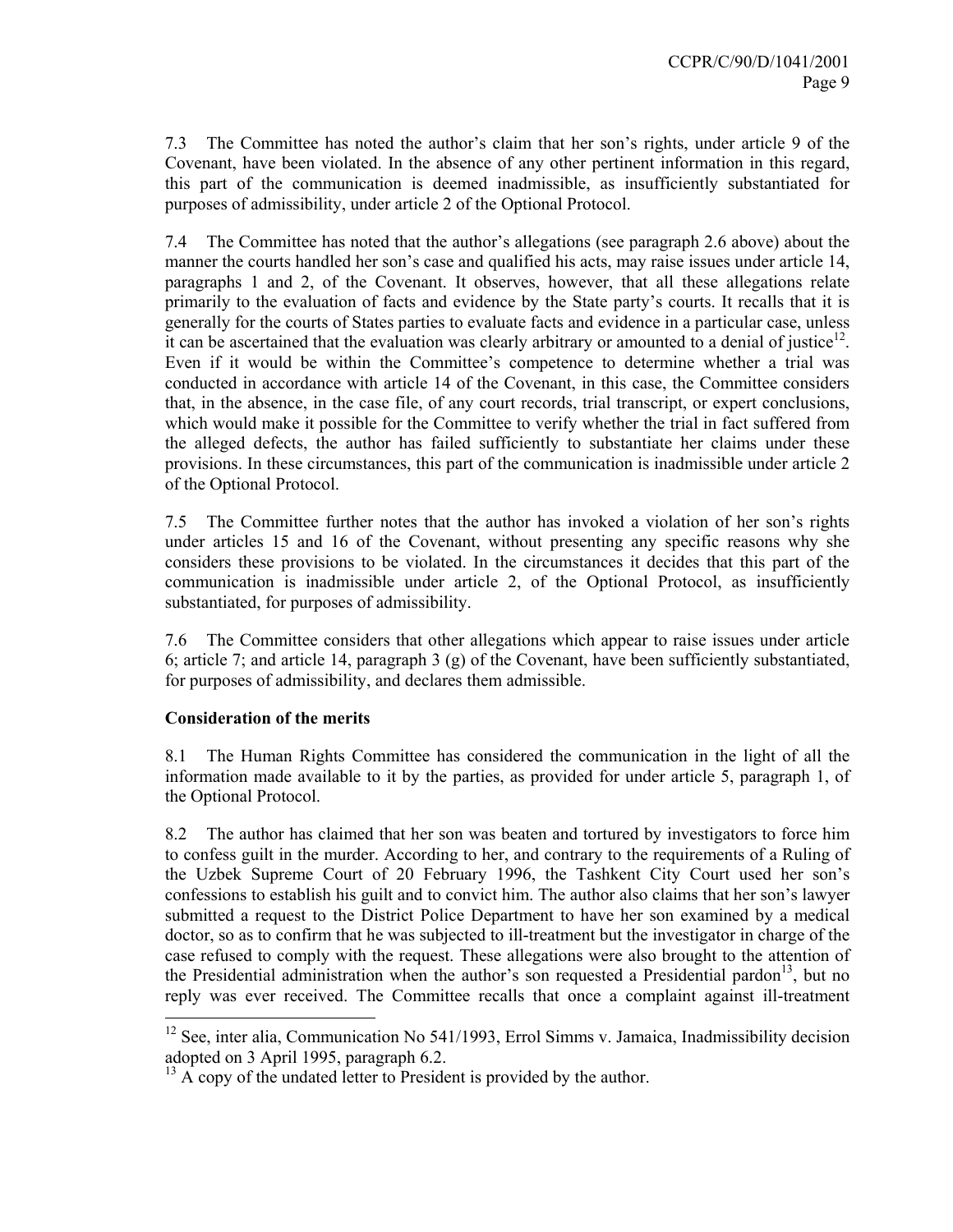7.3 The Committee has noted the author's claim that her son's rights, under article 9 of the Covenant, have been violated. In the absence of any other pertinent information in this regard, this part of the communication is deemed inadmissible, as insufficiently substantiated for purposes of admissibility, under article 2 of the Optional Protocol.

7.4 The Committee has noted that the author's allegations (see paragraph 2.6 above) about the manner the courts handled her son's case and qualified his acts, may raise issues under article 14, paragraphs 1 and 2, of the Covenant. It observes, however, that all these allegations relate primarily to the evaluation of facts and evidence by the State party's courts. It recalls that it is generally for the courts of States parties to evaluate facts and evidence in a particular case, unless it can be ascertained that the evaluation was clearly arbitrary or amounted to a denial of justice[12]. Even if it would be within the Committee's competence to determine whether a trial was conducted in accordance with article 14 of the Covenant, in this case, the Committee considers that, in the absence, in the case file, of any court records, trial transcript, or expert conclusions, which would make it possible for the Committee to verify whether the trial in fact suffered from the alleged defects, the author has failed sufficiently to substantiate her claims under these provisions. In these circumstances, this part of the communication is inadmissible under article 2 of the Optional Protocol.

7.5 The Committee further notes that the author has invoked a violation of her son's rights under articles 15 and 16 of the Covenant, without presenting any specific reasons why she considers these provisions to be violated. In the circumstances it decides that this part of the communication is inadmissible under article 2, of the Optional Protocol, as insufficiently substantiated, for purposes of admissibility.

7.6 The Committee considers that other allegations which appear to raise issues under article 6; article 7; and article 14, paragraph 3 (g) of the Covenant, have been sufficiently substantiated, for purposes of admissibility, and declares them admissible.

**Consideration of the merits**

8.1 The Human Rights Committee has considered the communication in the light of all the information made available to it by the parties, as provided for under article 5, paragraph 1, of the Optional Protocol.

8.2 The author has claimed that her son was beaten and tortured by investigators to force him to confess guilt in the murder. According to her, and contrary to the requirements of a Ruling of the Uzbek Supreme Court of 20 February 1996, the Tashkent City Court used her son's confessions to establish his guilt and to convict him. The author also claims that her son's lawyer submitted a request to the District Police Department to have her son examined by a medical doctor, so as to confirm that he was subjected to ill-treatment but the investigator in charge of the case refused to comply with the request. These allegations were also brought to the attention of the Presidential administration when the author's son requested a Presidential pardon[13], but no reply was ever received. The Committee recalls that once a complaint against ill-treatment

---

[12] See, inter alia, Communication No 541/1993, Errol Simms v. Jamaica, Inadmissibility decision adopted on 3 April 1995, paragraph 6.2.

[13] A copy of the undated letter to President is provided by the author.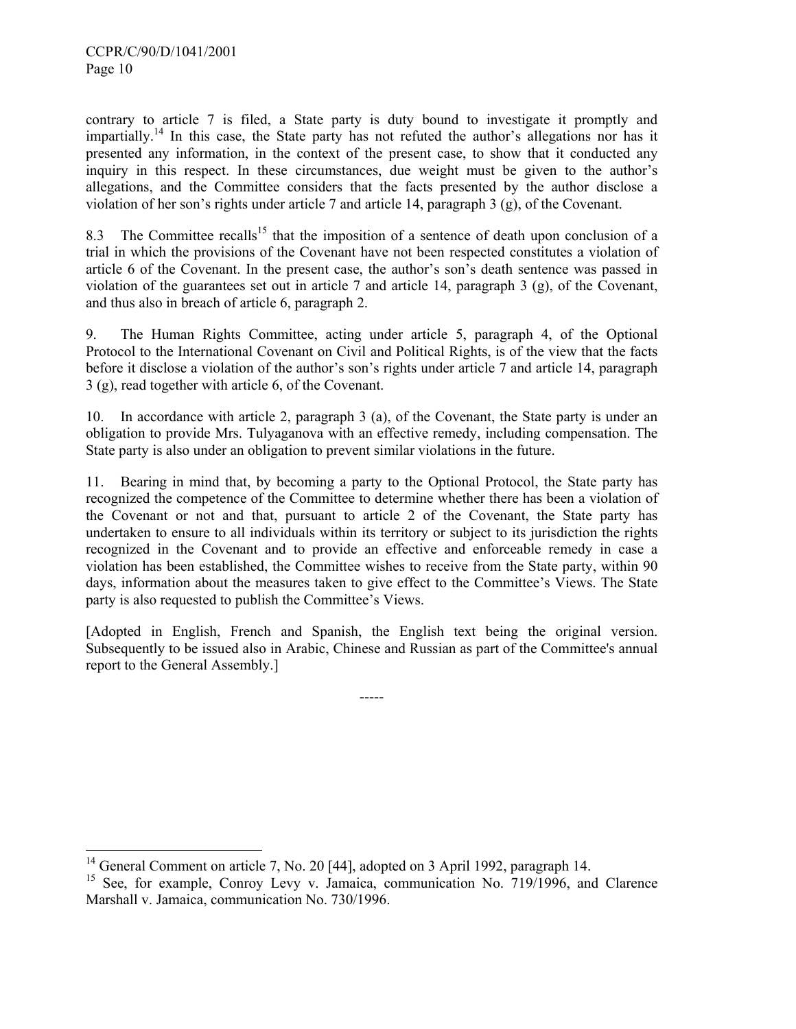contrary to article 7 is filed, a State party is duty bound to investigate it promptly and impartially.[14] In this case, the State party has not refuted the author's allegations nor has it presented any information, in the context of the present case, to show that it conducted any inquiry in this respect. In these circumstances, due weight must be given to the author's allegations, and the Committee considers that the facts presented by the author disclose a violation of her son's rights under article 7 and article 14, paragraph 3 (g), of the Covenant.

8.3 The Committee recalls[15] that the imposition of a sentence of death upon conclusion of a trial in which the provisions of the Covenant have not been respected constitutes a violation of article 6 of the Covenant. In the present case, the author's son's death sentence was passed in violation of the guarantees set out in article 7 and article 14, paragraph 3 (g), of the Covenant, and thus also in breach of article 6, paragraph 2.

9. The Human Rights Committee, acting under article 5, paragraph 4, of the Optional Protocol to the International Covenant on Civil and Political Rights, is of the view that the facts before it disclose a violation of the author's son's rights under article 7 and article 14, paragraph 3 (g), read together with article 6, of the Covenant.

10. In accordance with article 2, paragraph 3 (a), of the Covenant, the State party is under an obligation to provide Mrs. Tulyaganova with an effective remedy, including compensation. The State party is also under an obligation to prevent similar violations in the future.

11. Bearing in mind that, by becoming a party to the Optional Protocol, the State party has recognized the competence of the Committee to determine whether there has been a violation of the Covenant or not and that, pursuant to article 2 of the Covenant, the State party has undertaken to ensure to all individuals within its territory or subject to its jurisdiction the rights recognized in the Covenant and to provide an effective and enforceable remedy in case a violation has been established, the Committee wishes to receive from the State party, within 90 days, information about the measures taken to give effect to the Committee's Views. The State party is also requested to publish the Committee's Views.

[Adopted in English, French and Spanish, the English text being the original version. Subsequently to be issued also in Arabic, Chinese and Russian as part of the Committee's annual report to the General Assembly.]

-----

[14] General Comment on article 7, No. 20 [44], adopted on 3 April 1992, paragraph 14.

[15] See, for example, Conroy Levy v. Jamaica, communication No. 719/1996, and Clarence Marshall v. Jamaica, communication No. 730/1996.